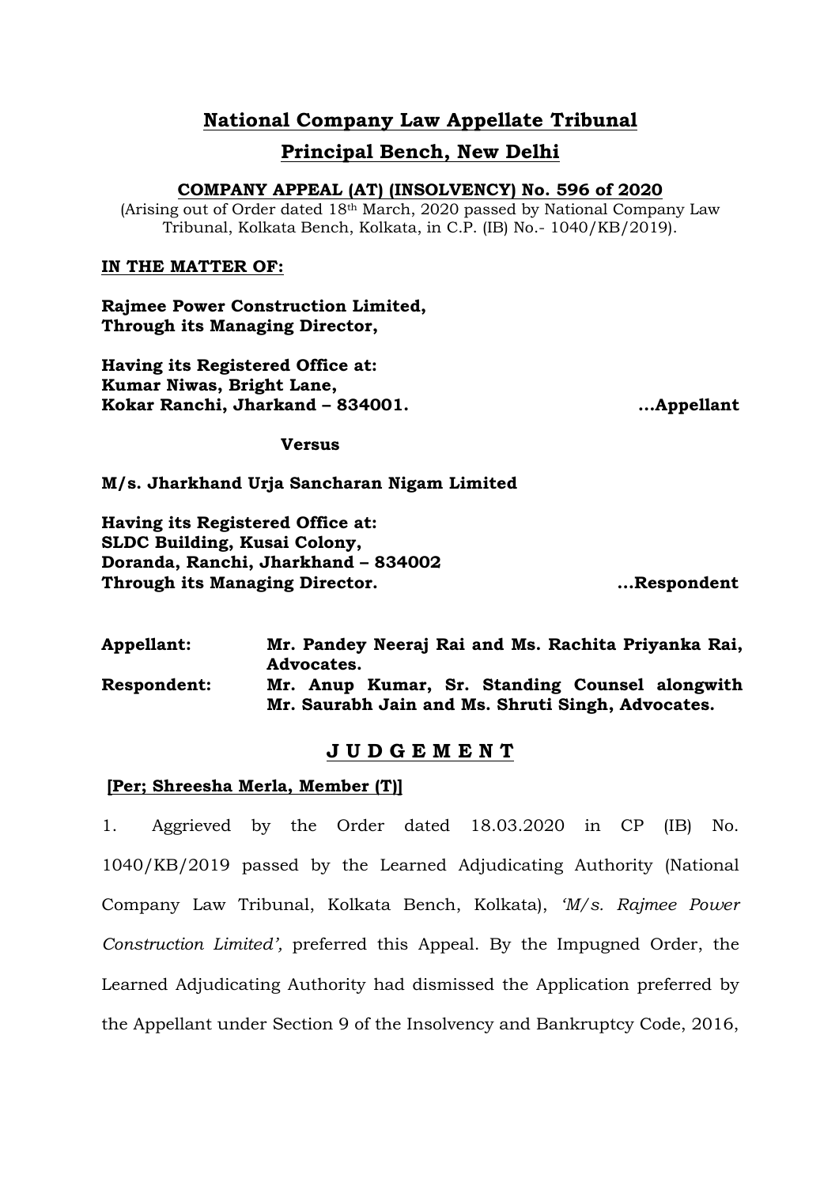# National Company Law Appellate Tribunal

## Principal Bench, New Delhi

**COMPANY APPEAL (AT) (INSOLVENCY) No. 596 of 2020**

(Arising out of Order dated 18th March, 2020 passed by National Company Law Tribunal, Kolkata Bench, Kolkata, in C.P. (IB) No.- 1040/KB/2019).

**IN THE MATTER OF:**

**Rajmee Power Construction Limited,**
**Through its Managing Director,**

**Having its Registered Office at:**
**Kumar Niwas, Bright Lane,**
**Kokar Ranchi, Jharkand – 834001.** **...Appellant**

**Versus**

**M/s. Jharkhand Urja Sancharan Nigam Limited**

**Having its Registered Office at:**
**SLDC Building, Kusai Colony,**
**Doranda, Ranchi, Jharkhand – 834002**
**Through its Managing Director.** **...Respondent**

**Appellant:** **Mr. Pandey Neeraj Rai and Ms. Rachita Priyanka Rai, Advocates.**

**Respondent:** **Mr. Anup Kumar, Sr. Standing Counsel alongwith Mr. Saurabh Jain and Ms. Shruti Singh, Advocates.**

## J U D G E M E N T

**[Per; Shreesha Merla, Member (T)]**

1. Aggrieved by the Order dated 18.03.2020 in CP (IB) No. 1040/KB/2019 passed by the Learned Adjudicating Authority (National Company Law Tribunal, Kolkata Bench, Kolkata), *'M/s. Rajmee Power Construction Limited'*, preferred this Appeal. By the Impugned Order, the Learned Adjudicating Authority had dismissed the Application preferred by the Appellant under Section 9 of the Insolvency and Bankruptcy Code, 2016,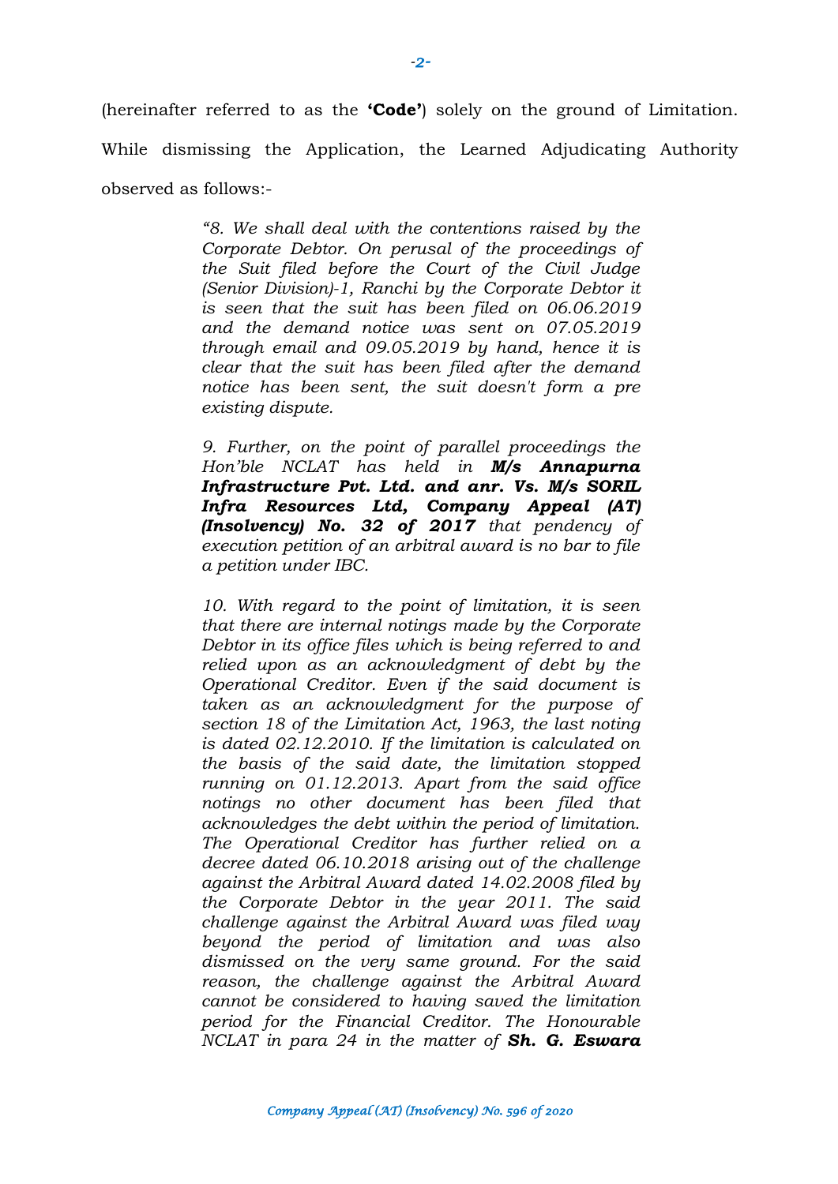(hereinafter referred to as the **'Code'**) solely on the ground of Limitation. While dismissing the Application, the Learned Adjudicating Authority observed as follows:-

> *"8. We shall deal with the contentions raised by the Corporate Debtor. On perusal of the proceedings of the Suit filed before the Court of the Civil Judge (Senior Division)-1, Ranchi by the Corporate Debtor it is seen that the suit has been filed on 06.06.2019 and the demand notice was sent on 07.05.2019 through email and 09.05.2019 by hand, hence it is clear that the suit has been filed after the demand notice has been sent, the suit doesn't form a pre existing dispute.*
>
> *9. Further, on the point of parallel proceedings the Hon'ble NCLAT has held in **M/s Annapurna Infrastructure Pvt. Ltd. and anr. Vs. M/s SORIL Infra Resources Ltd, Company Appeal (AT) (Insolvency) No. 32 of 2017** that pendency of execution petition of an arbitral award is no bar to file a petition under IBC.*
>
> *10. With regard to the point of limitation, it is seen that there are internal notings made by the Corporate Debtor in its office files which is being referred to and relied upon as an acknowledgment of debt by the Operational Creditor. Even if the said document is taken as an acknowledgment for the purpose of section 18 of the Limitation Act, 1963, the last noting is dated 02.12.2010. If the limitation is calculated on the basis of the said date, the limitation stopped running on 01.12.2013. Apart from the said office notings no other document has been filed that acknowledges the debt within the period of limitation. The Operational Creditor has further relied on a decree dated 06.10.2018 arising out of the challenge against the Arbitral Award dated 14.02.2008 filed by the Corporate Debtor in the year 2011. The said challenge against the Arbitral Award was filed way beyond the period of limitation and was also dismissed on the very same ground. For the said reason, the challenge against the Arbitral Award cannot be considered to having saved the limitation period for the Financial Creditor. The Honourable NCLAT in para 24 in the matter of **Sh. G. Eswara***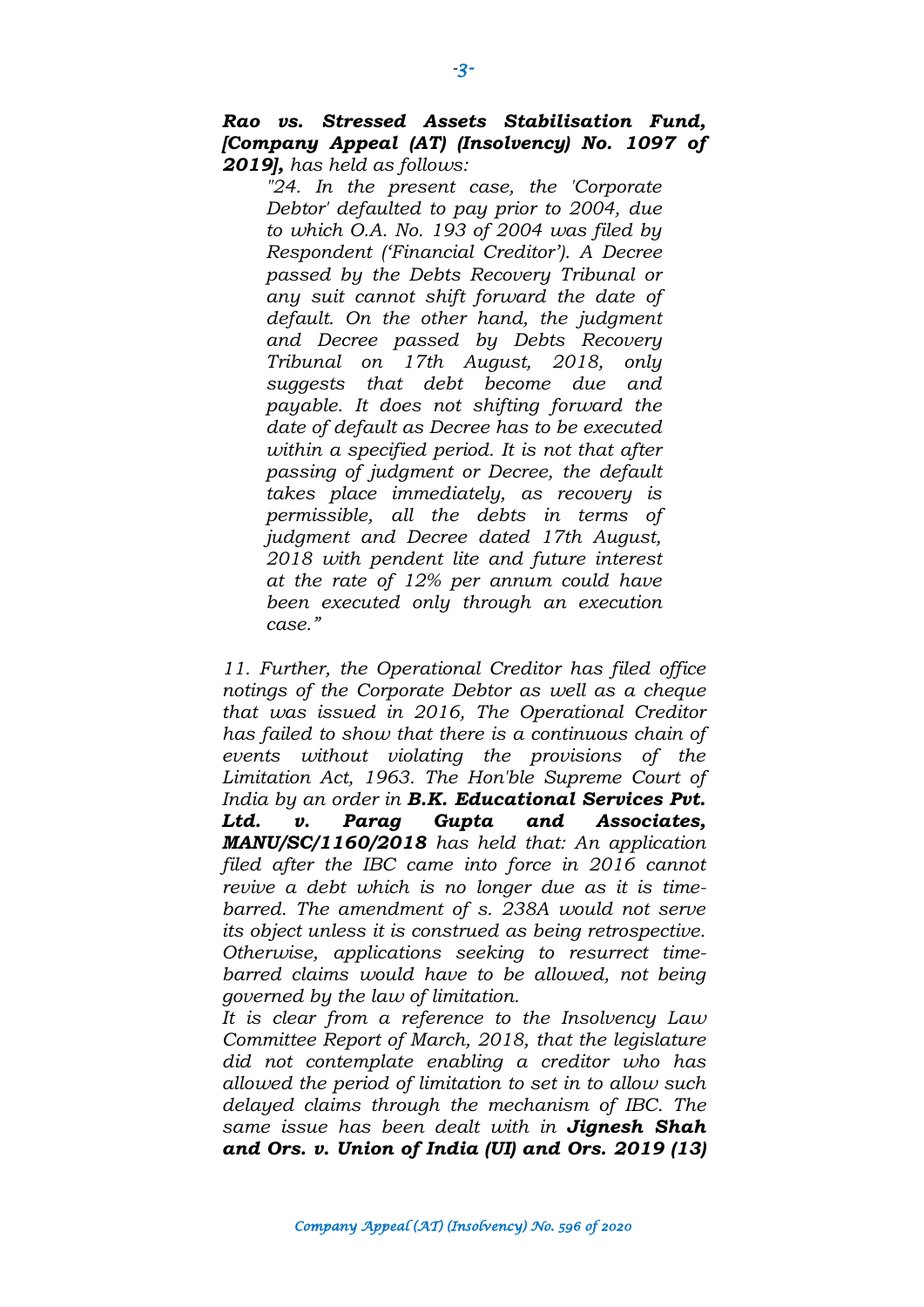***Rao vs. Stressed Assets Stabilisation Fund, [Company Appeal (AT) (Insolvency) No. 1097 of 2019],*** *has held as follows:*

> *"24. In the present case, the 'Corporate Debtor' defaulted to pay prior to 2004, due to which O.A. No. 193 of 2004 was filed by Respondent ('Financial Creditor'). A Decree passed by the Debts Recovery Tribunal or any suit cannot shift forward the date of default. On the other hand, the judgment and Decree passed by Debts Recovery Tribunal on 17th August, 2018, only suggests that debt become due and payable. It does not shifting forward the date of default as Decree has to be executed within a specified period. It is not that after passing of judgment or Decree, the default takes place immediately, as recovery is permissible, all the debts in terms of judgment and Decree dated 17th August, 2018 with pendent lite and future interest at the rate of 12% per annum could have been executed only through an execution case."*

*11. Further, the Operational Creditor has filed office notings of the Corporate Debtor as well as a cheque that was issued in 2016, The Operational Creditor has failed to show that there is a continuous chain of events without violating the provisions of the Limitation Act, 1963. The Hon'ble Supreme Court of India by an order in* ***B.K. Educational Services Pvt. Ltd. v. Parag Gupta and Associates, MANU/SC/1160/2018*** *has held that: An application filed after the IBC came into force in 2016 cannot revive a debt which is no longer due as it is time-barred. The amendment of s. 238A would not serve its object unless it is construed as being retrospective. Otherwise, applications seeking to resurrect time-barred claims would have to be allowed, not being governed by the law of limitation.*

*It is clear from a reference to the Insolvency Law Committee Report of March, 2018, that the legislature did not contemplate enabling a creditor who has allowed the period of limitation to set in to allow such delayed claims through the mechanism of IBC. The same issue has been dealt with in* ***Jignesh Shah and Ors. v. Union of India (UI) and Ors. 2019 (13)***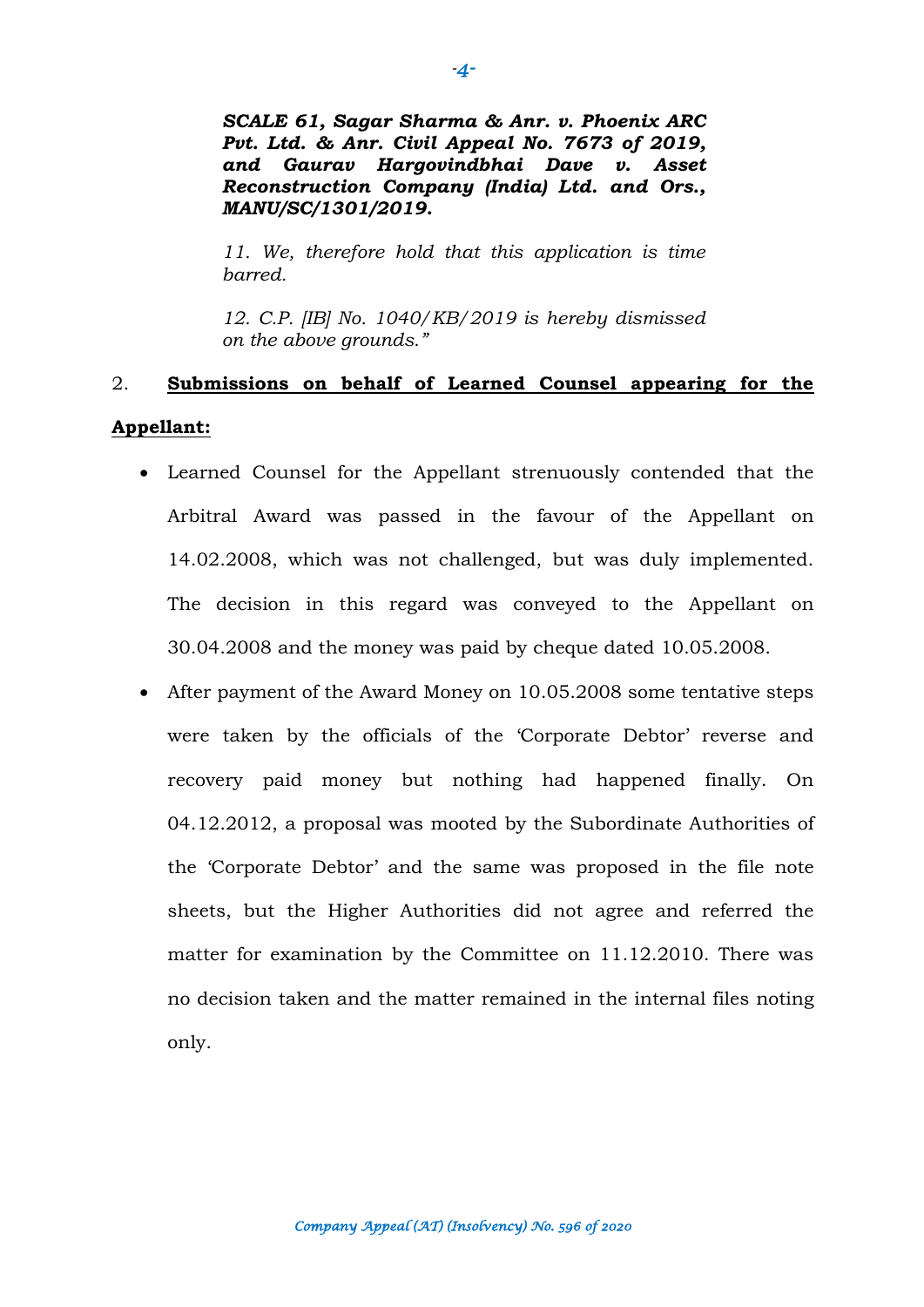***SCALE 61, Sagar Sharma & Anr. v. Phoenix ARC Pvt. Ltd. & Anr. Civil Appeal No. 7673 of 2019, and Gaurav Hargovindbhai Dave v. Asset Reconstruction Company (India) Ltd. and Ors., MANU/SC/1301/2019.***

*11. We, therefore hold that this application is time barred.*

*12. C.P. [IB] No. 1040/KB/2019 is hereby dismissed on the above grounds."*

2. **<u>Submissions on behalf of Learned Counsel appearing for the Appellant:</u>**

- Learned Counsel for the Appellant strenuously contended that the Arbitral Award was passed in the favour of the Appellant on 14.02.2008, which was not challenged, but was duly implemented. The decision in this regard was conveyed to the Appellant on 30.04.2008 and the money was paid by cheque dated 10.05.2008.
- After payment of the Award Money on 10.05.2008 some tentative steps were taken by the officials of the 'Corporate Debtor' reverse and recovery paid money but nothing had happened finally. On 04.12.2012, a proposal was mooted by the Subordinate Authorities of the 'Corporate Debtor' and the same was proposed in the file note sheets, but the Higher Authorities did not agree and referred the matter for examination by the Committee on 11.12.2010. There was no decision taken and the matter remained in the internal files noting only.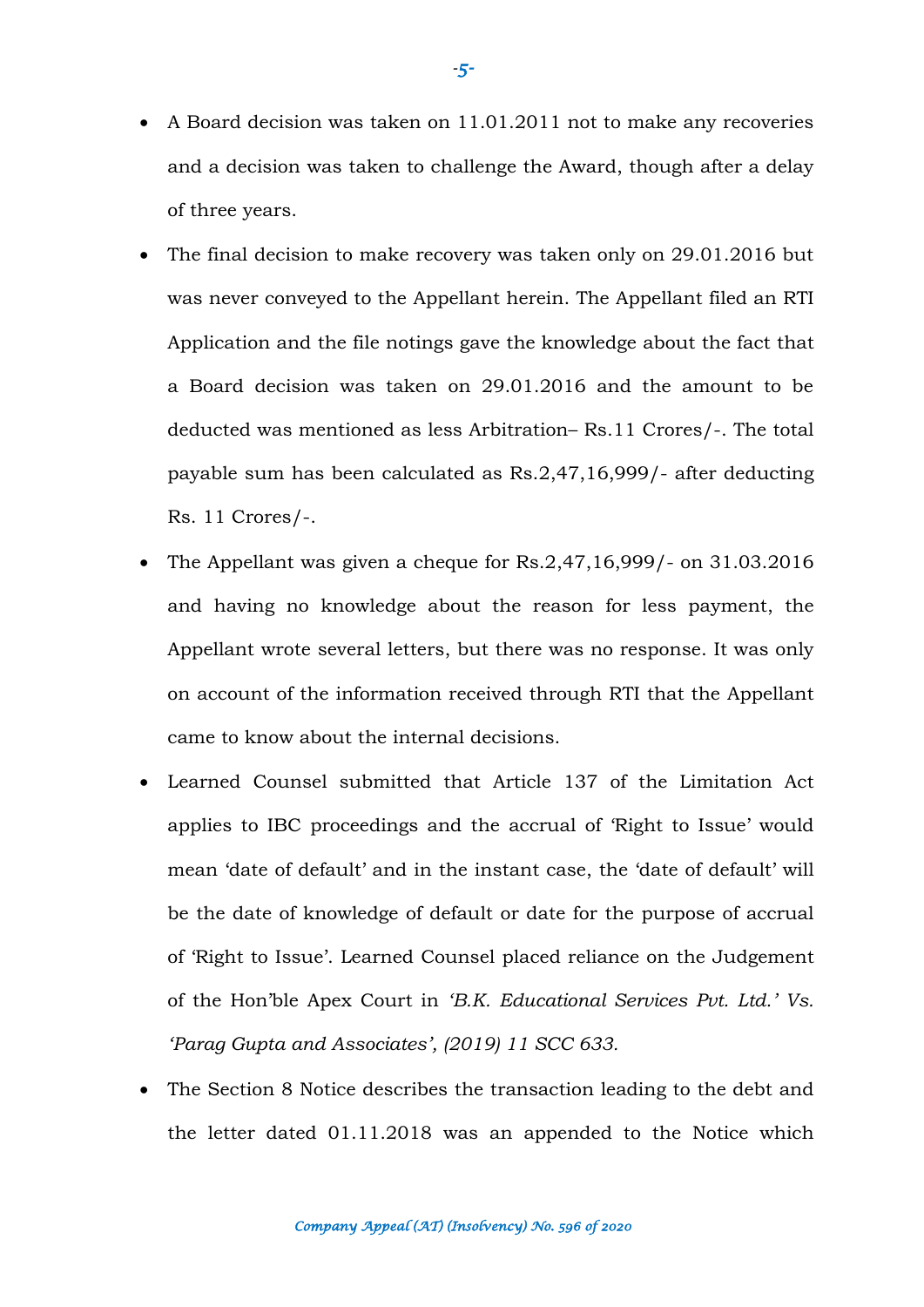- A Board decision was taken on 11.01.2011 not to make any recoveries and a decision was taken to challenge the Award, though after a delay of three years.
- The final decision to make recovery was taken only on 29.01.2016 but was never conveyed to the Appellant herein. The Appellant filed an RTI Application and the file notings gave the knowledge about the fact that a Board decision was taken on 29.01.2016 and the amount to be deducted was mentioned as less Arbitration– Rs.11 Crores/-. The total payable sum has been calculated as Rs.2,47,16,999/- after deducting Rs. 11 Crores/-.
- The Appellant was given a cheque for Rs.2,47,16,999/- on 31.03.2016 and having no knowledge about the reason for less payment, the Appellant wrote several letters, but there was no response. It was only on account of the information received through RTI that the Appellant came to know about the internal decisions.
- Learned Counsel submitted that Article 137 of the Limitation Act applies to IBC proceedings and the accrual of 'Right to Issue' would mean 'date of default' and in the instant case, the 'date of default' will be the date of knowledge of default or date for the purpose of accrual of 'Right to Issue'. Learned Counsel placed reliance on the Judgement of the Hon'ble Apex Court in *'B.K. Educational Services Pvt. Ltd.' Vs. 'Parag Gupta and Associates', (2019) 11 SCC 633.*
- The Section 8 Notice describes the transaction leading to the debt and the letter dated 01.11.2018 was an appended to the Notice which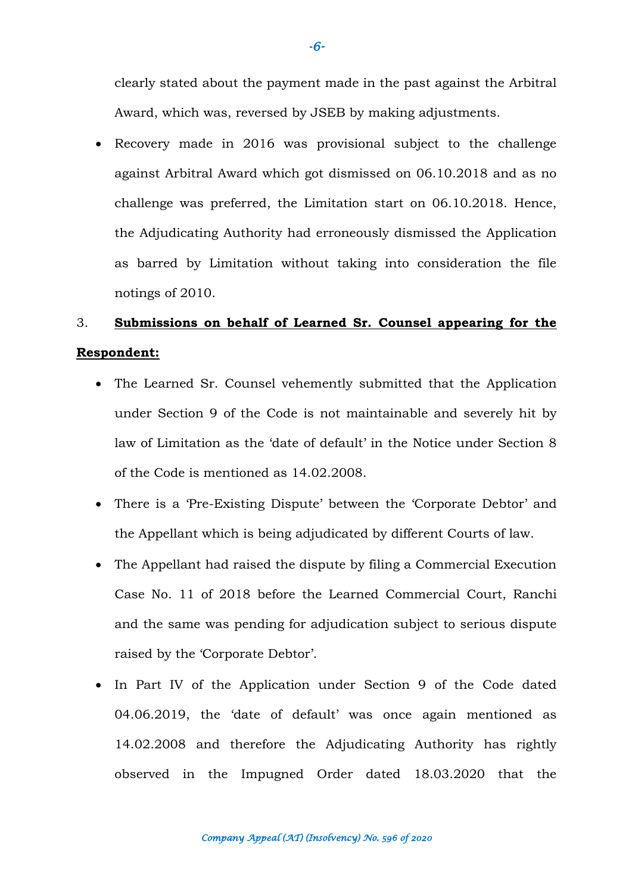clearly stated about the payment made in the past against the Arbitral Award, which was, reversed by JSEB by making adjustments.

- Recovery made in 2016 was provisional subject to the challenge against Arbitral Award which got dismissed on 06.10.2018 and as no challenge was preferred, the Limitation start on 06.10.2018. Hence, the Adjudicating Authority had erroneously dismissed the Application as barred by Limitation without taking into consideration the file notings of 2010.

3. **Submissions on behalf of Learned Sr. Counsel appearing for the Respondent:**

- The Learned Sr. Counsel vehemently submitted that the Application under Section 9 of the Code is not maintainable and severely hit by law of Limitation as the 'date of default' in the Notice under Section 8 of the Code is mentioned as 14.02.2008.
- There is a 'Pre-Existing Dispute' between the 'Corporate Debtor' and the Appellant which is being adjudicated by different Courts of law.
- The Appellant had raised the dispute by filing a Commercial Execution Case No. 11 of 2018 before the Learned Commercial Court, Ranchi and the same was pending for adjudication subject to serious dispute raised by the 'Corporate Debtor'.
- In Part IV of the Application under Section 9 of the Code dated 04.06.2019, the 'date of default' was once again mentioned as 14.02.2008 and therefore the Adjudicating Authority has rightly observed in the Impugned Order dated 18.03.2020 that the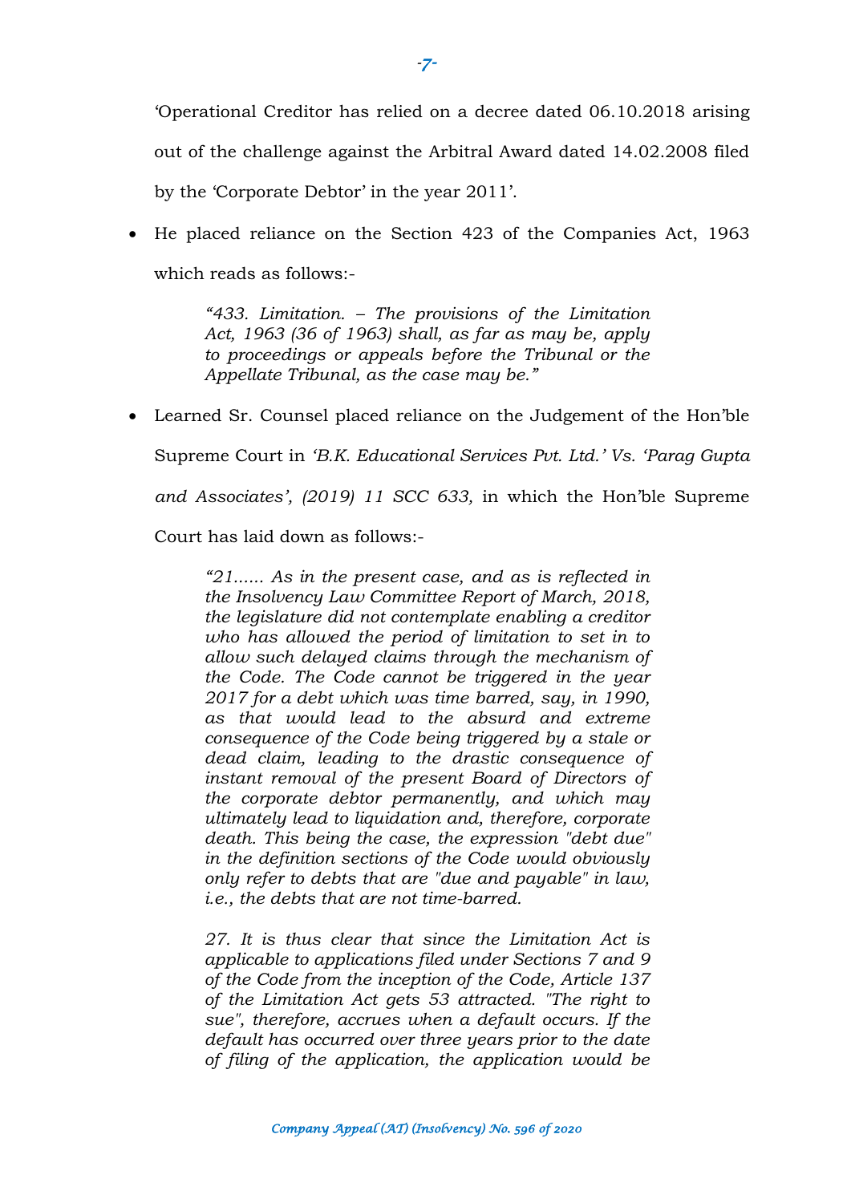'Operational Creditor has relied on a decree dated 06.10.2018 arising out of the challenge against the Arbitral Award dated 14.02.2008 filed by the 'Corporate Debtor' in the year 2011'.

- He placed reliance on the Section 423 of the Companies Act, 1963 which reads as follows:-

> *"433. Limitation. – The provisions of the Limitation Act, 1963 (36 of 1963) shall, as far as may be, apply to proceedings or appeals before the Tribunal or the Appellate Tribunal, as the case may be."*

- Learned Sr. Counsel placed reliance on the Judgement of the Hon'ble Supreme Court in *'B.K. Educational Services Pvt. Ltd.' Vs. 'Parag Gupta and Associates', (2019) 11 SCC 633,* in which the Hon'ble Supreme Court has laid down as follows:-

> *"21...... As in the present case, and as is reflected in the Insolvency Law Committee Report of March, 2018, the legislature did not contemplate enabling a creditor who has allowed the period of limitation to set in to allow such delayed claims through the mechanism of the Code. The Code cannot be triggered in the year 2017 for a debt which was time barred, say, in 1990, as that would lead to the absurd and extreme consequence of the Code being triggered by a stale or dead claim, leading to the drastic consequence of instant removal of the present Board of Directors of the corporate debtor permanently, and which may ultimately lead to liquidation and, therefore, corporate death. This being the case, the expression "debt due" in the definition sections of the Code would obviously only refer to debts that are "due and payable" in law, i.e., the debts that are not time-barred.*
>
> *27. It is thus clear that since the Limitation Act is applicable to applications filed under Sections 7 and 9 of the Code from the inception of the Code, Article 137 of the Limitation Act gets 53 attracted. "The right to sue", therefore, accrues when a default occurs. If the default has occurred over three years prior to the date of filing of the application, the application would be*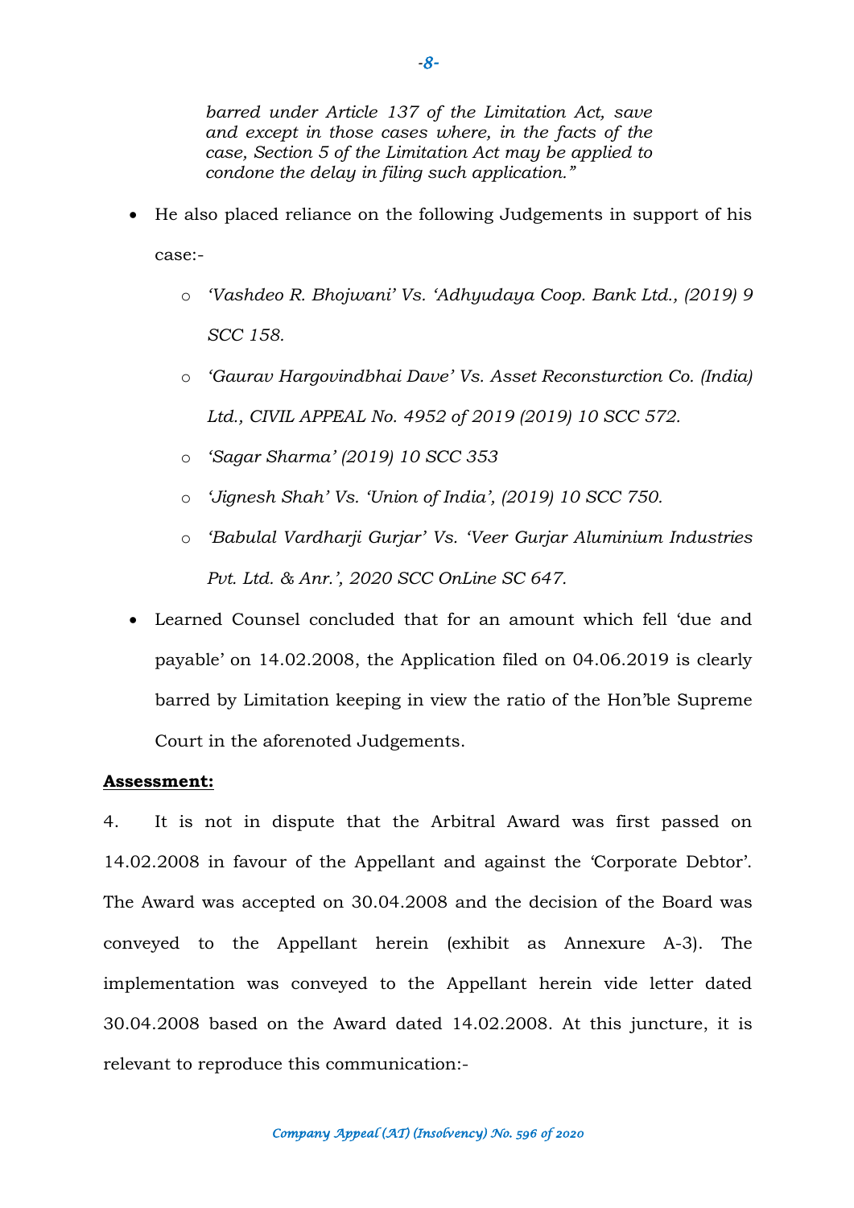*barred under Article 137 of the Limitation Act, save and except in those cases where, in the facts of the case, Section 5 of the Limitation Act may be applied to condone the delay in filing such application."*

- He also placed reliance on the following Judgements in support of his case:-
  - *'Vashdeo R. Bhojwani' Vs. 'Adhyudaya Coop. Bank Ltd., (2019) 9 SCC 158.*
  - *'Gaurav Hargovindbhai Dave' Vs. Asset Reconsturction Co. (India) Ltd., CIVIL APPEAL No. 4952 of 2019 (2019) 10 SCC 572.*
  - *'Sagar Sharma' (2019) 10 SCC 353*
  - *'Jignesh Shah' Vs. 'Union of India', (2019) 10 SCC 750.*
  - *'Babulal Vardharji Gurjar' Vs. 'Veer Gurjar Aluminium Industries Pvt. Ltd. & Anr.', 2020 SCC OnLine SC 647.*
- Learned Counsel concluded that for an amount which fell 'due and payable' on 14.02.2008, the Application filed on 04.06.2019 is clearly barred by Limitation keeping in view the ratio of the Hon'ble Supreme Court in the aforenoted Judgements.

**Assessment:**

4. It is not in dispute that the Arbitral Award was first passed on 14.02.2008 in favour of the Appellant and against the 'Corporate Debtor'. The Award was accepted on 30.04.2008 and the decision of the Board was conveyed to the Appellant herein (exhibit as Annexure A-3). The implementation was conveyed to the Appellant herein vide letter dated 30.04.2008 based on the Award dated 14.02.2008. At this juncture, it is relevant to reproduce this communication:-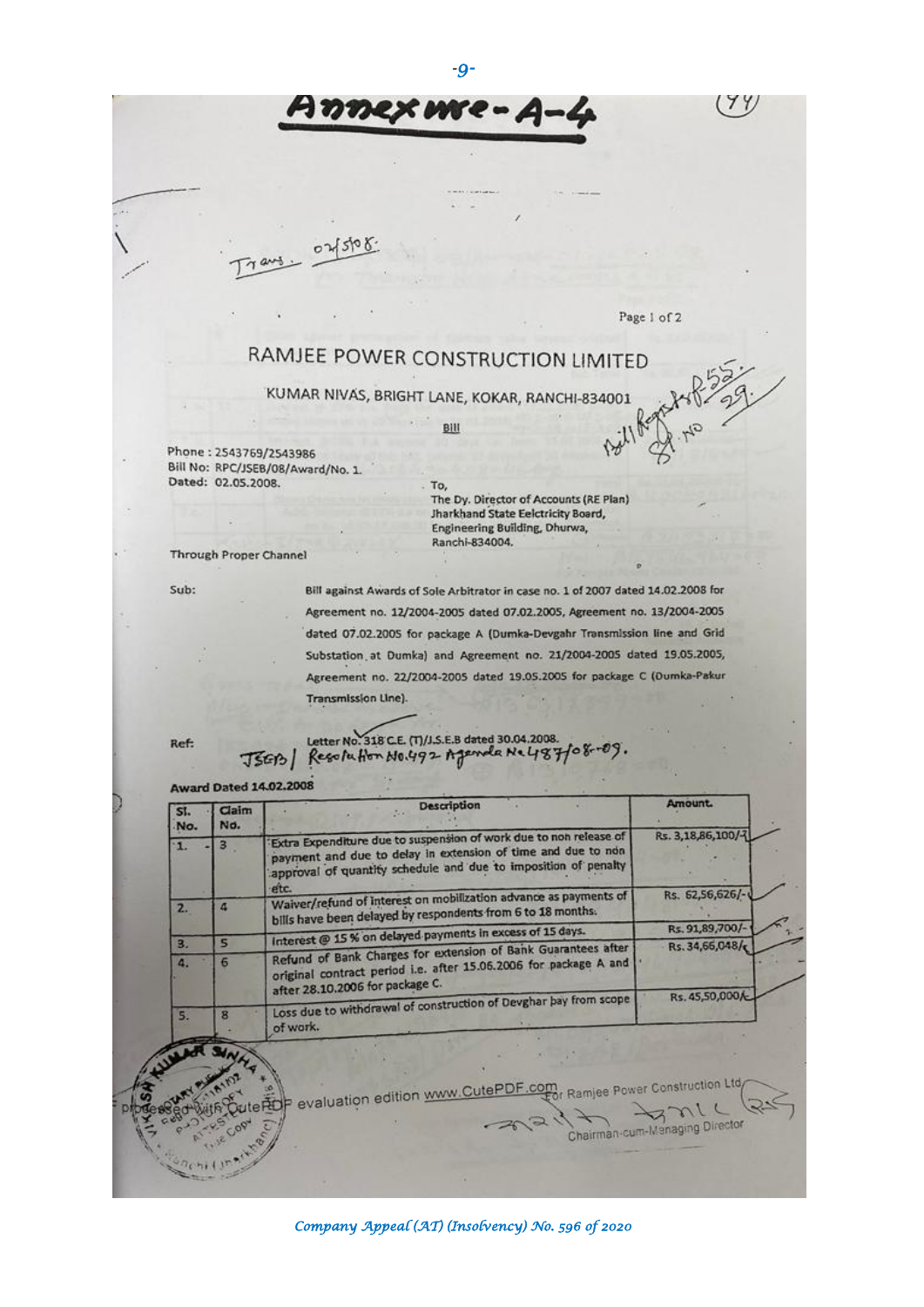# Annexure-A-4

Trans. 02/5/08.

Page 1 of 2

## RAMJEE POWER CONSTRUCTION LIMITED

KUMAR NIVAS, BRIGHT LANE, KOKAR, RANCHI-834001

Bill Register P. 55. Sl. No 29.

**Bill**

Phone : 2543769/2543986
Bill No: RPC/JSEB/08/Award/No. 1.
Dated: 02.05.2008.

To,
The Dy. Director of Accounts (RE Plan)
Jharkhand State Eelctricity Board,
Engineering Building, Dhurwa,
Ranchi-834004.

Through Proper Channel

Sub: Bill against Awards of Sole Arbitrator in case no. 1 of 2007 dated 14.02.2008 for Agreement no. 12/2004-2005 dated 07.02.2005, Agreement no. 13/2004-2005 dated 07.02.2005 for package A (Dumka-Devgahr Transmission line and Grid Substation at Dumka) and Agreement no. 21/2004-2005 dated 19.05.2005, Agreement no. 22/2004-2005 dated 19.05.2005 for package C (Dumka-Pakur Transmission Line).

Ref: Letter No. 318 C.E. (T)/J.S.E.B dated 30.04.2008.
JSEB/ Resolution No.492 Agenda No.487/08-09.

**Award Dated 14.02.2008**

| Sl. No. | Claim No. | Description | Amount. |
|---|---|---|---|
| 1. | 3 | Extra Expenditure due to suspension of work due to non release of payment and due to delay in extension of time and due to non approval of quantity schedule and due to imposition of penalty etc. | Rs. 3,18,86,100/- |
| 2. | 4 | Waiver/refund of interest on mobilization advance as payments of bills have been delayed by respondents from 6 to 18 months. | Rs. 62,56,626/- |
| 3. | 5 | Interest @ 15 % on delayed payments in excess of 15 days. | Rs. 91,89,700/- |
| 4. | 6 | Refund of Bank Charges for extension of Bank Guarantees after original contract period i.e. after 15.06.2006 for package A and after 28.10.2006 for package C. | Rs. 34,66,048/- |
| 5. | 8 | Loss due to withdrawal of construction of Devghar bay from scope of work. | Rs. 45,50,000/- |

For Ramjee Power Construction Ltd.
Chairman-cum-Managing Director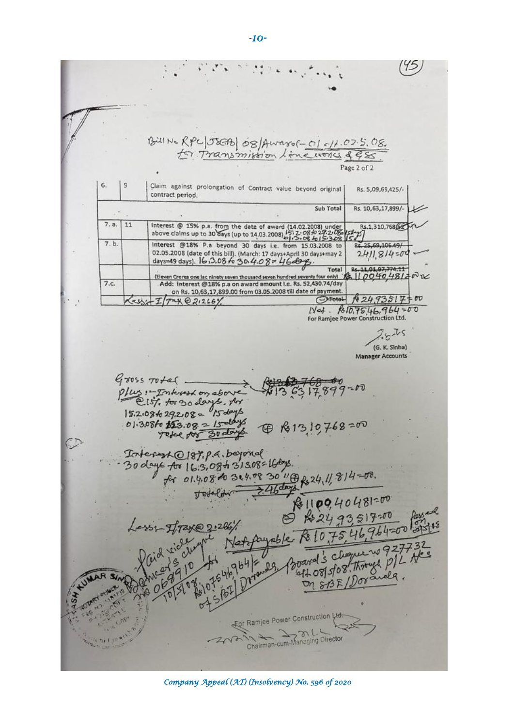(45)

Bill No. RPC/JSEB/08/Award-01 dt. 02.5.08.
for Transmission Line works & GSS.

Page 2 of 2

| | | | |
|---|---|---|---|
| 6. | 9 | Claim against prolongation of Contract value beyond original contract period. | Rs. 5,09,69,425/- |
| | | Sub Total | Rs. 10,63,17,899/- |
| 7. a. | 11 | Interest @ 15% p.a. from the date of award (14.02.2008) under above claims up to 30 days (up to 14.03.2008) 15.2.08 to 29.2.08 = 15 days, 01.3.08 to 15.3.08 = 15 d | Rs.1,310,768/62 |
| 7. b. | | Interest @18% P.a beyond 30 days i.e. from 15.03.2008 to 02.05.2008 (date of this bill). (March: 17 days+April 30 days+may 2 days=49 days). 16.3.08 to 30.4.08 = 46 days. | ~~Rs. 25,69,106.49/-~~ 2411,814=00 |
| | | Total | ~~Rs. 11,01,97,774.11~~ Rs. 11,00,40,481=00 |
| | | (Eleven Crores one lac ninety seven thousand seven hundred seventy four only) | |
| 7.c. | | Add: interest @18% p.a on award amount i.e. Rs. 52,430.74/day on Rs. 10,63,17,899.00 from 03.05.2008 till date of payment. | |
| | | Less:- I/Tax @ 2.266% (-) Total | Rs 24,93,517=00 |
| | | | Net. Rs 10,75,46,964=00 |

For Ramjee Power Construction Ltd.

(G. K. Sinha)
Manager Accounts

Gross Total → ~~Rs 13,63,768=00~~ Rs 13,63,17,899=00
plus:- Interest on above @15% for 30 days. for
15.2.08 to 29.2.08 = 15 days
01.3.08 to 15.3.08 = 15 days
Total for 30 days (+) Rs 13,10,768=00

Interest @18% p.a. beyond 30 days for 16.3.08 to 31.3.08 = 16 days.
for 01.4.08 to 30.4.08 30 " (+) Rs 24,11,814=00.
Total for → 46 days
Rs 11,00,40,481=00
(-) Rs 24,93,517=00

Less:- I/Tax @ 2.266%
Net payable Rs 10,75,46,964=00

Passed on 03.5.08

Paid vide cheque Banker's cheque No 068910 dt 10/5/08 for Rs 10,75,46,964/- of SBI Doranda

Board's cheque No 927732 dt 08/5/08. through P/L A/cs on SBI/Doranda.

For Ramjee Power Construction Ltd.

Chairman-cum-Managing Director

Company Appeal (AT) (Insolvency) No. 596 of 2020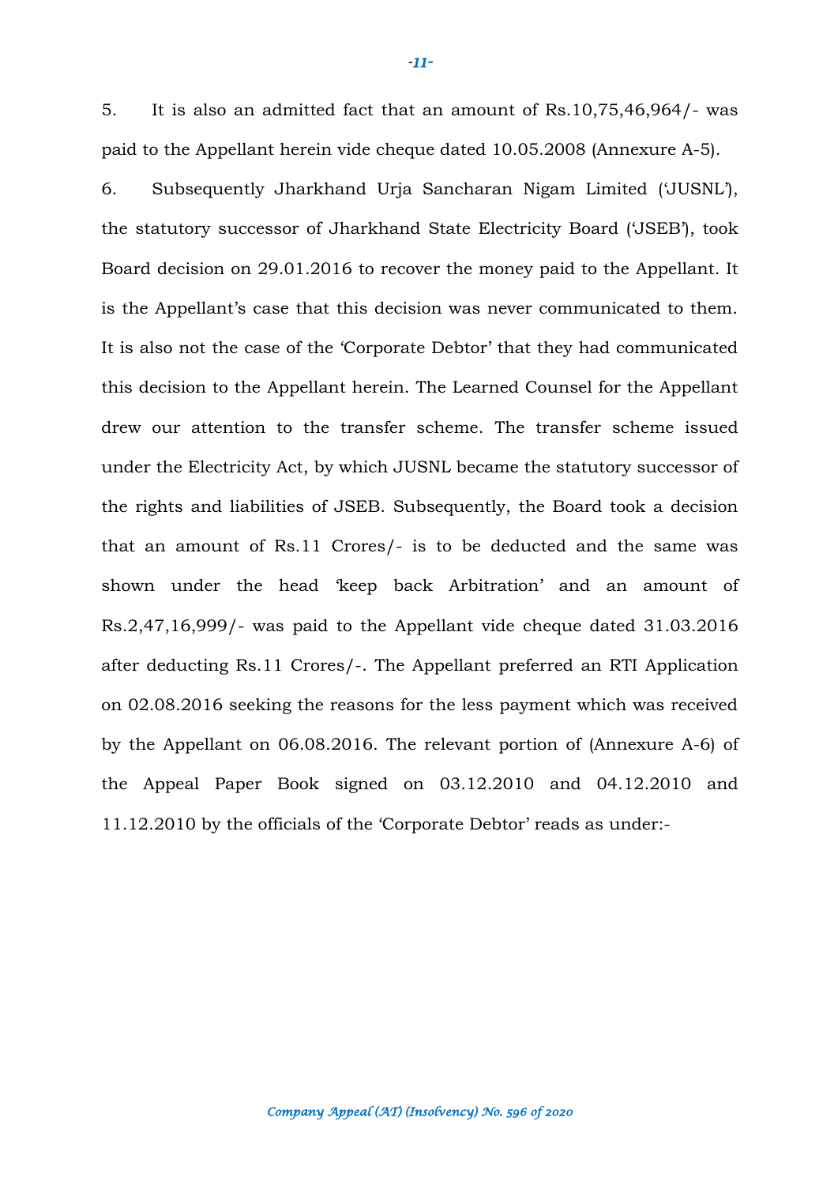5. It is also an admitted fact that an amount of Rs.10,75,46,964/- was paid to the Appellant herein vide cheque dated 10.05.2008 (Annexure A-5).

6. Subsequently Jharkhand Urja Sancharan Nigam Limited ('JUSNL'), the statutory successor of Jharkhand State Electricity Board ('JSEB'), took Board decision on 29.01.2016 to recover the money paid to the Appellant. It is the Appellant's case that this decision was never communicated to them. It is also not the case of the 'Corporate Debtor' that they had communicated this decision to the Appellant herein. The Learned Counsel for the Appellant drew our attention to the transfer scheme. The transfer scheme issued under the Electricity Act, by which JUSNL became the statutory successor of the rights and liabilities of JSEB. Subsequently, the Board took a decision that an amount of Rs.11 Crores/- is to be deducted and the same was shown under the head 'keep back Arbitration' and an amount of Rs.2,47,16,999/- was paid to the Appellant vide cheque dated 31.03.2016 after deducting Rs.11 Crores/-. The Appellant preferred an RTI Application on 02.08.2016 seeking the reasons for the less payment which was received by the Appellant on 06.08.2016. The relevant portion of (Annexure A-6) of the Appeal Paper Book signed on 03.12.2010 and 04.12.2010 and 11.12.2010 by the officials of the 'Corporate Debtor' reads as under:-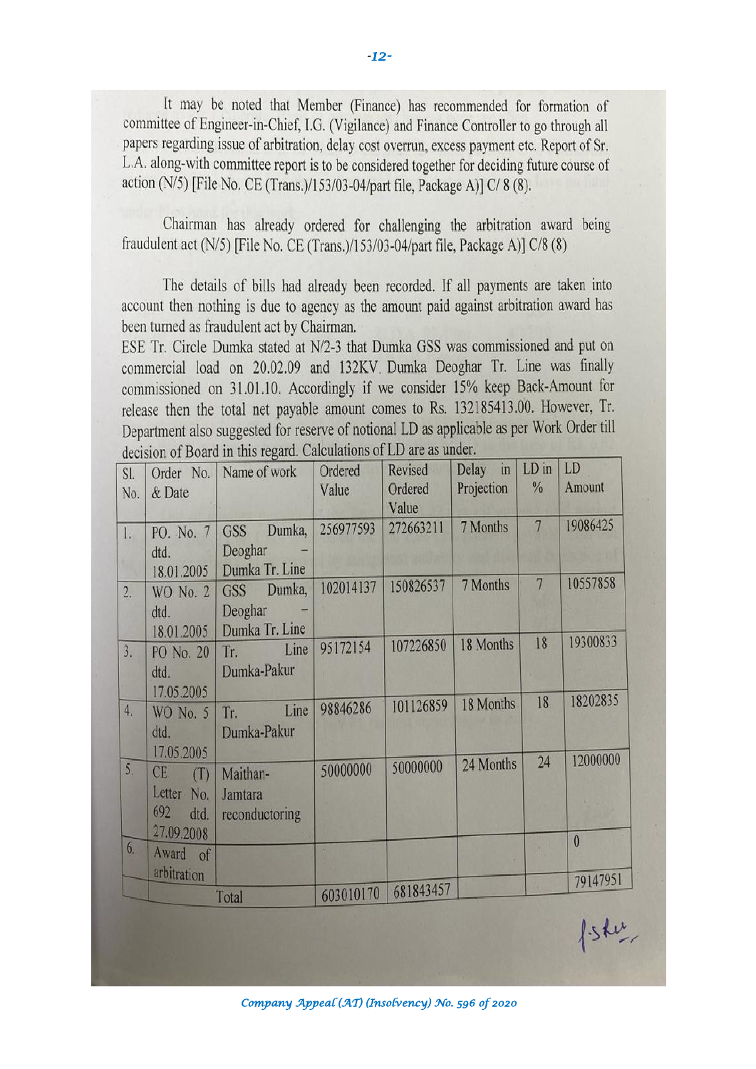It may be noted that Member (Finance) has recommended for formation of committee of Engineer-in-Chief, I.G. (Vigilance) and Finance Controller to go through all papers regarding issue of arbitration, delay cost overrun, excess payment etc. Report of Sr. L.A. along-with committee report is to be considered together for deciding future course of action (N/5) [File No. CE (Trans.)/153/03-04/part file, Package A)] C/ 8 (8).

Chairman has already ordered for challenging the arbitration award being fraudulent act (N/5) [File No. CE (Trans.)/153/03-04/part file, Package A)] C/8 (8)

The details of bills had already been recorded. If all payments are taken into account then nothing is due to agency as the amount paid against arbitration award has been turned as fraudulent act by Chairman.

ESE Tr. Circle Dumka stated at N/2-3 that Dumka GSS was commissioned and put on commercial load on 20.02.09 and 132KV. Dumka Deoghar Tr. Line was finally commissioned on 31.01.10. Accordingly if we consider 15% keep Back-Amount for release then the total net payable amount comes to Rs. 132185413.00. However, Tr. Department also suggested for reserve of notional LD as applicable as per Work Order till decision of Board in this regard. Calculations of LD are as under.

| Sl. No. | Order No. & Date | Name of work | Ordered Value | Revised Ordered Value | Delay in Projection | LD in % | LD Amount |
|---|---|---|---|---|---|---|---|
| 1. | PO. No. 7 dtd. 18.01.2005 | GSS Dumka, Deoghar – Dumka Tr. Line | 256977593 | 272663211 | 7 Months | 7 | 19086425 |
| 2. | WO No. 2 dtd. 18.01.2005 | GSS Dumka, Deoghar – Dumka Tr. Line | 102014137 | 150826537 | 7 Months | 7 | 10557858 |
| 3. | PO No. 20 dtd. 17.05.2005 | Tr. Line Dumka-Pakur | 95172154 | 107226850 | 18 Months | 18 | 19300833 |
| 4. | WO No. 5 dtd. 17.05.2005 | Tr. Line Dumka-Pakur | 98846286 | 101126859 | 18 Months | 18 | 18202835 |
| 5. | CE (T) Letter No. 692 dtd. 27.09.2008 | Maithan-Jamtara reconductoring | 50000000 | 50000000 | 24 Months | 24 | 12000000 |
| 6. | Award of arbitration | | | | | | 0 |
| | | Total | 603010170 | 681843457 | | | 79147951 |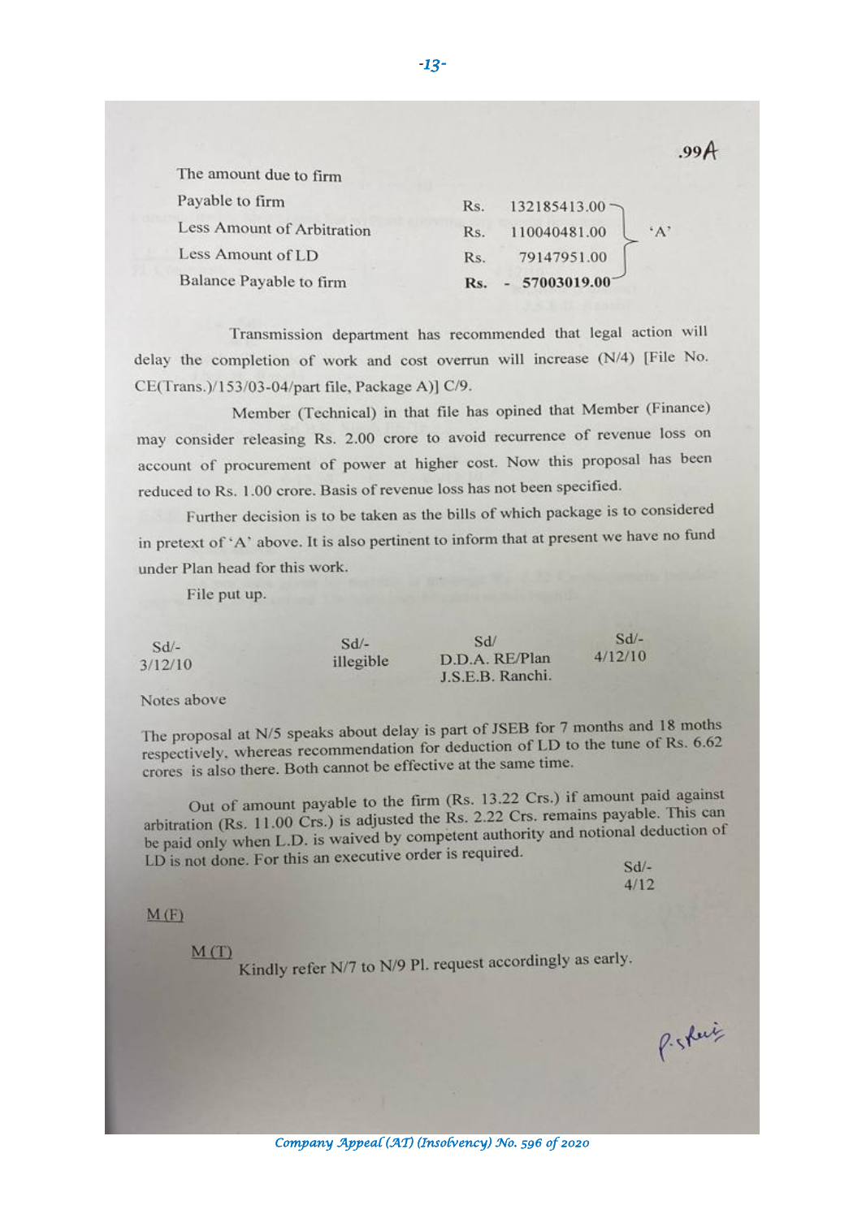.99A

| The amount due to firm | | | |
|---|---|---|---|
| Payable to firm | Rs. | 132185413.00 | 'A' |
| Less Amount of Arbitration | Rs. | 110040481.00 | |
| Less Amount of LD | Rs. | 79147951.00 | |
| Balance Payable to firm | **Rs.** | **- 57003019.00** | |

Transmission department has recommended that legal action will delay the completion of work and cost overrun will increase (N/4) [File No. CE(Trans.)/153/03-04/part file, Package A)] C/9.

Member (Technical) in that file has opined that Member (Finance) may consider releasing Rs. 2.00 crore to avoid recurrence of revenue loss on account of procurement of power at higher cost. Now this proposal has been reduced to Rs. 1.00 crore. Basis of revenue loss has not been specified.

Further decision is to be taken as the bills of which package is to considered in pretext of 'A' above. It is also pertinent to inform that at present we have no fund under Plan head for this work.

File put up.

| Sd/- 3/12/10 | Sd/- illegible | Sd/ D.D.A. RE/Plan J.S.E.B. Ranchi. | Sd/- 4/12/10 |
|---|---|---|---|

Notes above

The proposal at N/5 speaks about delay is part of JSEB for 7 months and 18 moths respectively, whereas recommendation for deduction of LD to the tune of Rs. 6.62 crores is also there. Both cannot be effective at the same time.

Out of amount payable to the firm (Rs. 13.22 Crs.) if amount paid against arbitration (Rs. 11.00 Crs.) is adjusted the Rs. 2.22 Crs. remains payable. This can be paid only when L.D. is waived by competent authority and notional deduction of LD is not done. For this an executive order is required.

Sd/-
4/12

M (F)

M (T)
Kindly refer N/7 to N/9 Pl. request accordingly as early.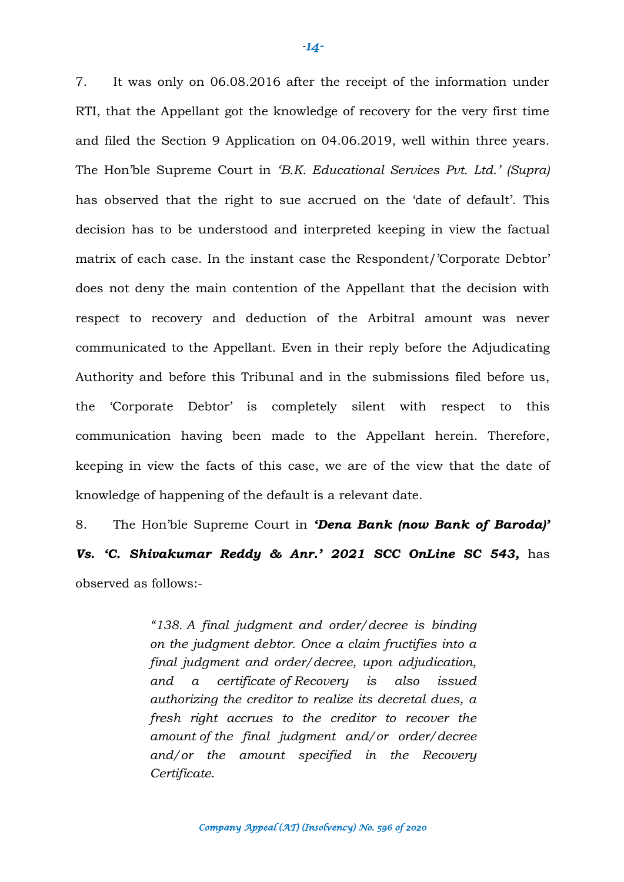7. It was only on 06.08.2016 after the receipt of the information under RTI, that the Appellant got the knowledge of recovery for the very first time and filed the Section 9 Application on 04.06.2019, well within three years. The Hon'ble Supreme Court in *'B.K. Educational Services Pvt. Ltd.' (Supra)* has observed that the right to sue accrued on the 'date of default'. This decision has to be understood and interpreted keeping in view the factual matrix of each case. In the instant case the Respondent/'Corporate Debtor' does not deny the main contention of the Appellant that the decision with respect to recovery and deduction of the Arbitral amount was never communicated to the Appellant. Even in their reply before the Adjudicating Authority and before this Tribunal and in the submissions filed before us, the 'Corporate Debtor' is completely silent with respect to this communication having been made to the Appellant herein. Therefore, keeping in view the facts of this case, we are of the view that the date of knowledge of happening of the default is a relevant date.

8. The Hon'ble Supreme Court in ***'Dena Bank (now Bank of Baroda)' Vs. 'C. Shivakumar Reddy & Anr.' 2021 SCC OnLine SC 543,*** has observed as follows:-

> *"138. A final judgment and order/decree is binding on the judgment debtor. Once a claim fructifies into a final judgment and order/decree, upon adjudication, and a certificate of Recovery is also issued authorizing the creditor to realize its decretal dues, a fresh right accrues to the creditor to recover the amount of the final judgment and/or order/decree and/or the amount specified in the Recovery Certificate.*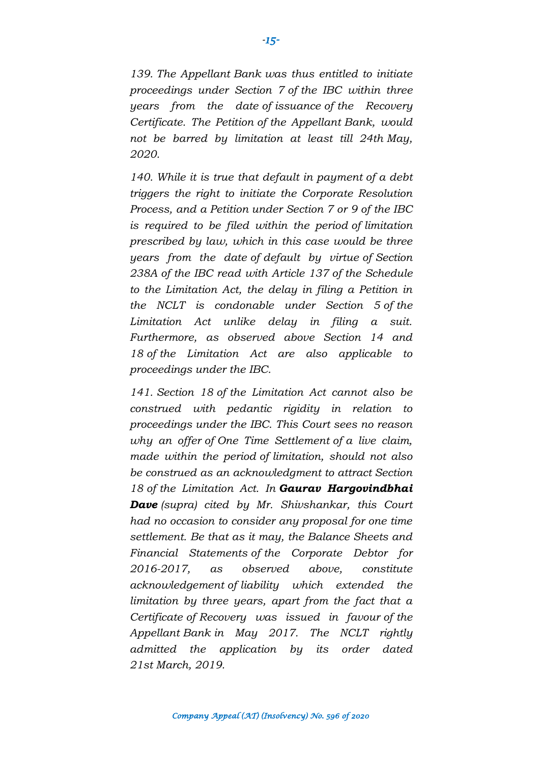*139. The Appellant Bank was thus entitled to initiate proceedings under Section 7 of the IBC within three years from the date of issuance of the Recovery Certificate. The Petition of the Appellant Bank, would not be barred by limitation at least till 24th May, 2020.*

*140. While it is true that default in payment of a debt triggers the right to initiate the Corporate Resolution Process, and a Petition under Section 7 or 9 of the IBC is required to be filed within the period of limitation prescribed by law, which in this case would be three years from the date of default by virtue of Section 238A of the IBC read with Article 137 of the Schedule to the Limitation Act, the delay in filing a Petition in the NCLT is condonable under Section 5 of the Limitation Act unlike delay in filing a suit. Furthermore, as observed above Section 14 and 18 of the Limitation Act are also applicable to proceedings under the IBC.*

*141. Section 18 of the Limitation Act cannot also be construed with pedantic rigidity in relation to proceedings under the IBC. This Court sees no reason why an offer of One Time Settlement of a live claim, made within the period of limitation, should not also be construed as an acknowledgment to attract Section 18 of the Limitation Act. In* ***Gaurav Hargovindbhai Dave*** *(supra) cited by Mr. Shivshankar, this Court had no occasion to consider any proposal for one time settlement. Be that as it may, the Balance Sheets and Financial Statements of the Corporate Debtor for 2016-2017, as observed above, constitute acknowledgement of liability which extended the limitation by three years, apart from the fact that a Certificate of Recovery was issued in favour of the Appellant Bank in May 2017. The NCLT rightly admitted the application by its order dated 21st March, 2019.*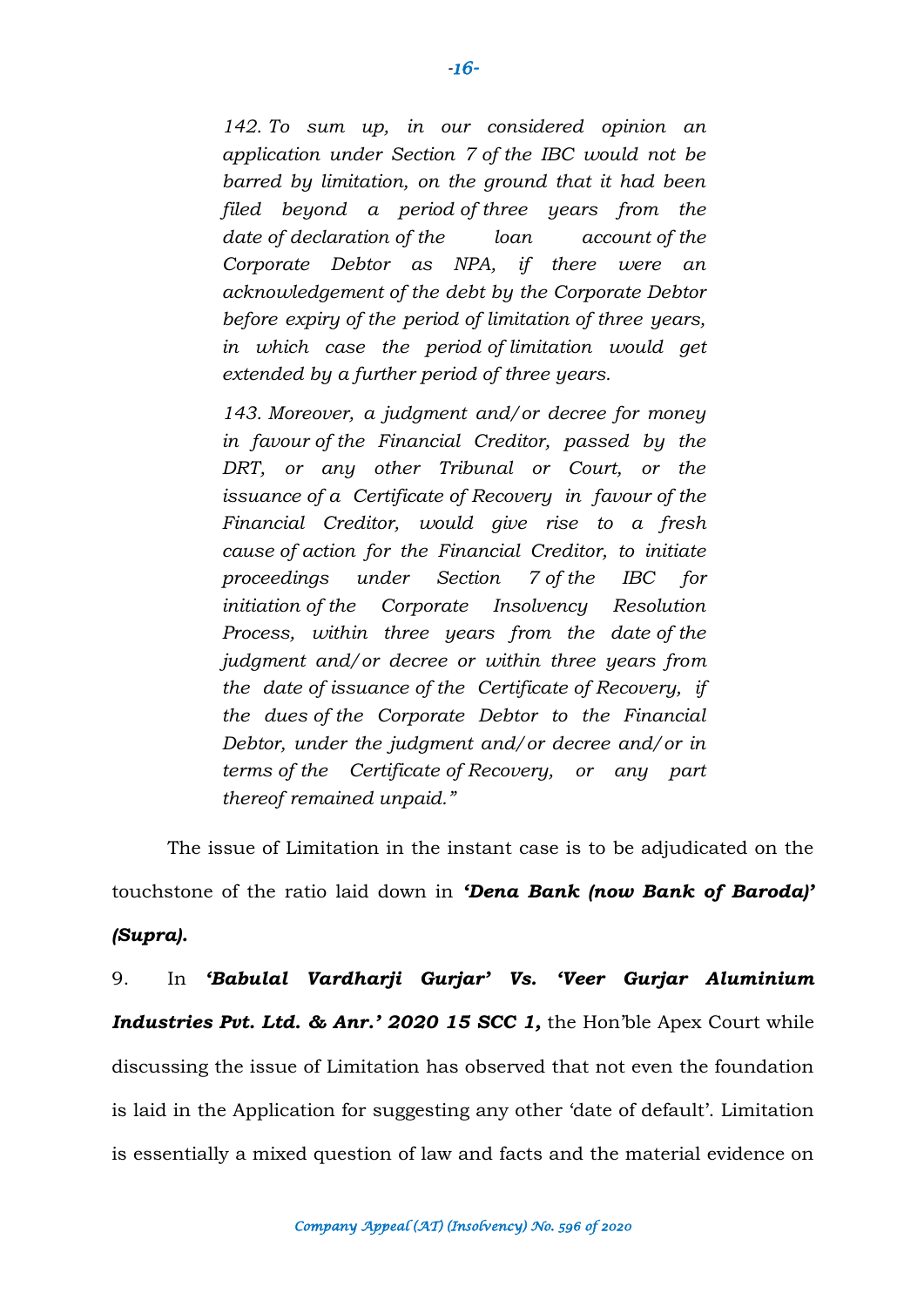*142. To sum up, in our considered opinion an application under Section 7 of the IBC would not be barred by limitation, on the ground that it had been filed beyond a period of three years from the date of declaration of the loan account of the Corporate Debtor as NPA, if there were an acknowledgement of the debt by the Corporate Debtor before expiry of the period of limitation of three years, in which case the period of limitation would get extended by a further period of three years.*

*143. Moreover, a judgment and/or decree for money in favour of the Financial Creditor, passed by the DRT, or any other Tribunal or Court, or the issuance of a Certificate of Recovery in favour of the Financial Creditor, would give rise to a fresh cause of action for the Financial Creditor, to initiate proceedings under Section 7 of the IBC for initiation of the Corporate Insolvency Resolution Process, within three years from the date of the judgment and/or decree or within three years from the date of issuance of the Certificate of Recovery, if the dues of the Corporate Debtor to the Financial Debtor, under the judgment and/or decree and/or in terms of the Certificate of Recovery, or any part thereof remained unpaid."*

The issue of Limitation in the instant case is to be adjudicated on the touchstone of the ratio laid down in ***'Dena Bank (now Bank of Baroda)' (Supra).***

9. In ***'Babulal Vardharji Gurjar' Vs. 'Veer Gurjar Aluminium Industries Pvt. Ltd. & Anr.' 2020 15 SCC 1,*** the Hon'ble Apex Court while discussing the issue of Limitation has observed that not even the foundation is laid in the Application for suggesting any other 'date of default'. Limitation is essentially a mixed question of law and facts and the material evidence on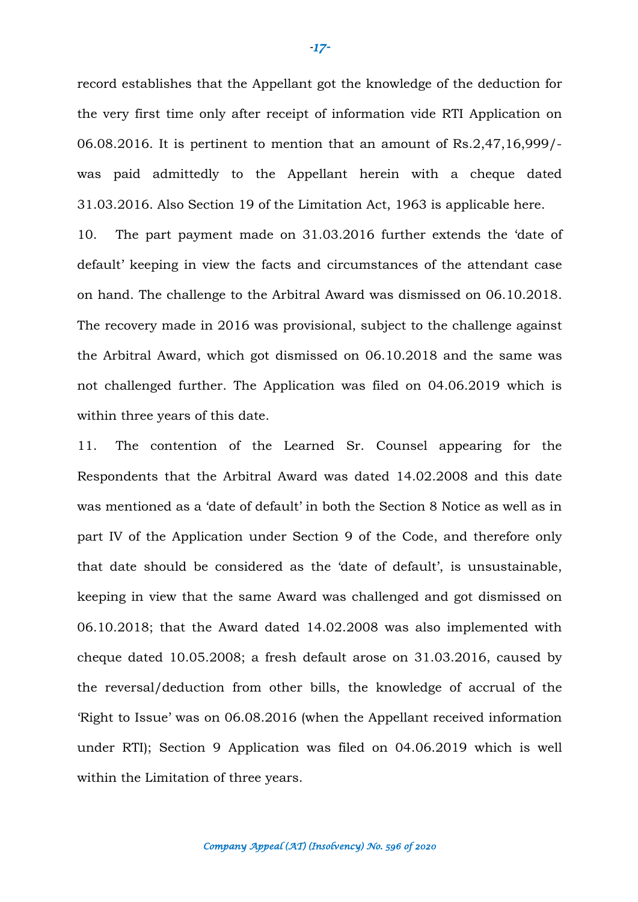record establishes that the Appellant got the knowledge of the deduction for the very first time only after receipt of information vide RTI Application on 06.08.2016. It is pertinent to mention that an amount of Rs.2,47,16,999/- was paid admittedly to the Appellant herein with a cheque dated 31.03.2016. Also Section 19 of the Limitation Act, 1963 is applicable here.

10. The part payment made on 31.03.2016 further extends the 'date of default' keeping in view the facts and circumstances of the attendant case on hand. The challenge to the Arbitral Award was dismissed on 06.10.2018. The recovery made in 2016 was provisional, subject to the challenge against the Arbitral Award, which got dismissed on 06.10.2018 and the same was not challenged further. The Application was filed on 04.06.2019 which is within three years of this date.

11. The contention of the Learned Sr. Counsel appearing for the Respondents that the Arbitral Award was dated 14.02.2008 and this date was mentioned as a 'date of default' in both the Section 8 Notice as well as in part IV of the Application under Section 9 of the Code, and therefore only that date should be considered as the 'date of default', is unsustainable, keeping in view that the same Award was challenged and got dismissed on 06.10.2018; that the Award dated 14.02.2008 was also implemented with cheque dated 10.05.2008; a fresh default arose on 31.03.2016, caused by the reversal/deduction from other bills, the knowledge of accrual of the 'Right to Issue' was on 06.08.2016 (when the Appellant received information under RTI); Section 9 Application was filed on 04.06.2019 which is well within the Limitation of three years.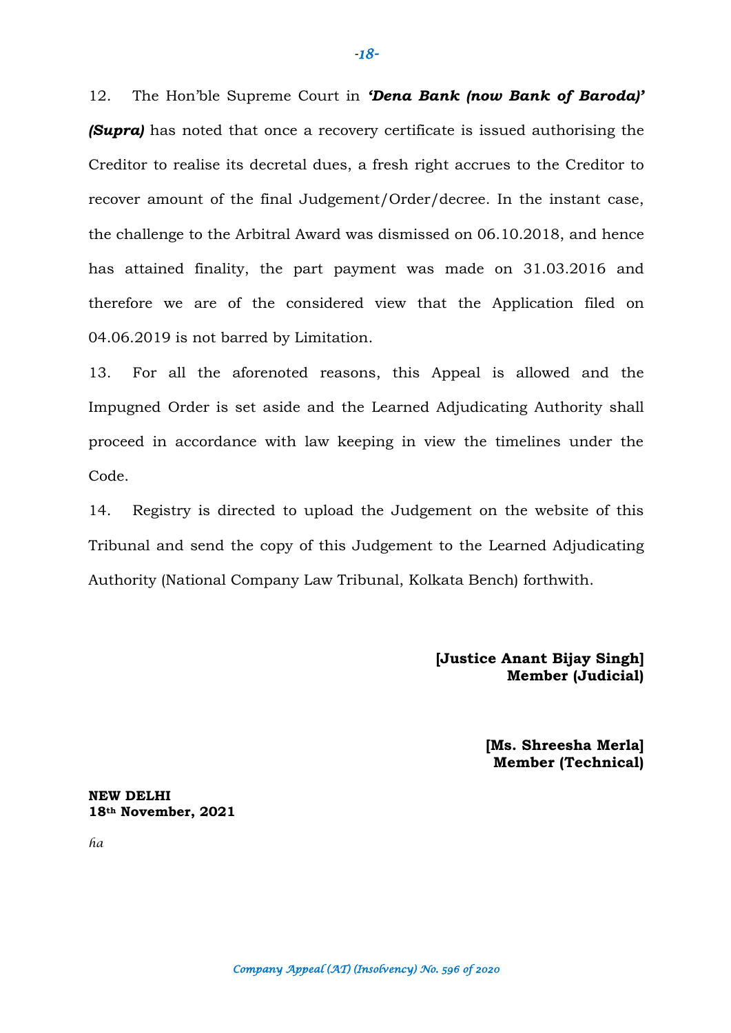12. The Hon'ble Supreme Court in ***'Dena Bank (now Bank of Baroda)' (Supra)*** has noted that once a recovery certificate is issued authorising the Creditor to realise its decretal dues, a fresh right accrues to the Creditor to recover amount of the final Judgement/Order/decree. In the instant case, the challenge to the Arbitral Award was dismissed on 06.10.2018, and hence has attained finality, the part payment was made on 31.03.2016 and therefore we are of the considered view that the Application filed on 04.06.2019 is not barred by Limitation.

13. For all the aforenoted reasons, this Appeal is allowed and the Impugned Order is set aside and the Learned Adjudicating Authority shall proceed in accordance with law keeping in view the timelines under the Code.

14. Registry is directed to upload the Judgement on the website of this Tribunal and send the copy of this Judgement to the Learned Adjudicating Authority (National Company Law Tribunal, Kolkata Bench) forthwith.

**[Justice Anant Bijay Singh]**
**Member (Judicial)**

**[Ms. Shreesha Merla]**
**Member (Technical)**

**NEW DELHI**
**18th November, 2021**

*ha*